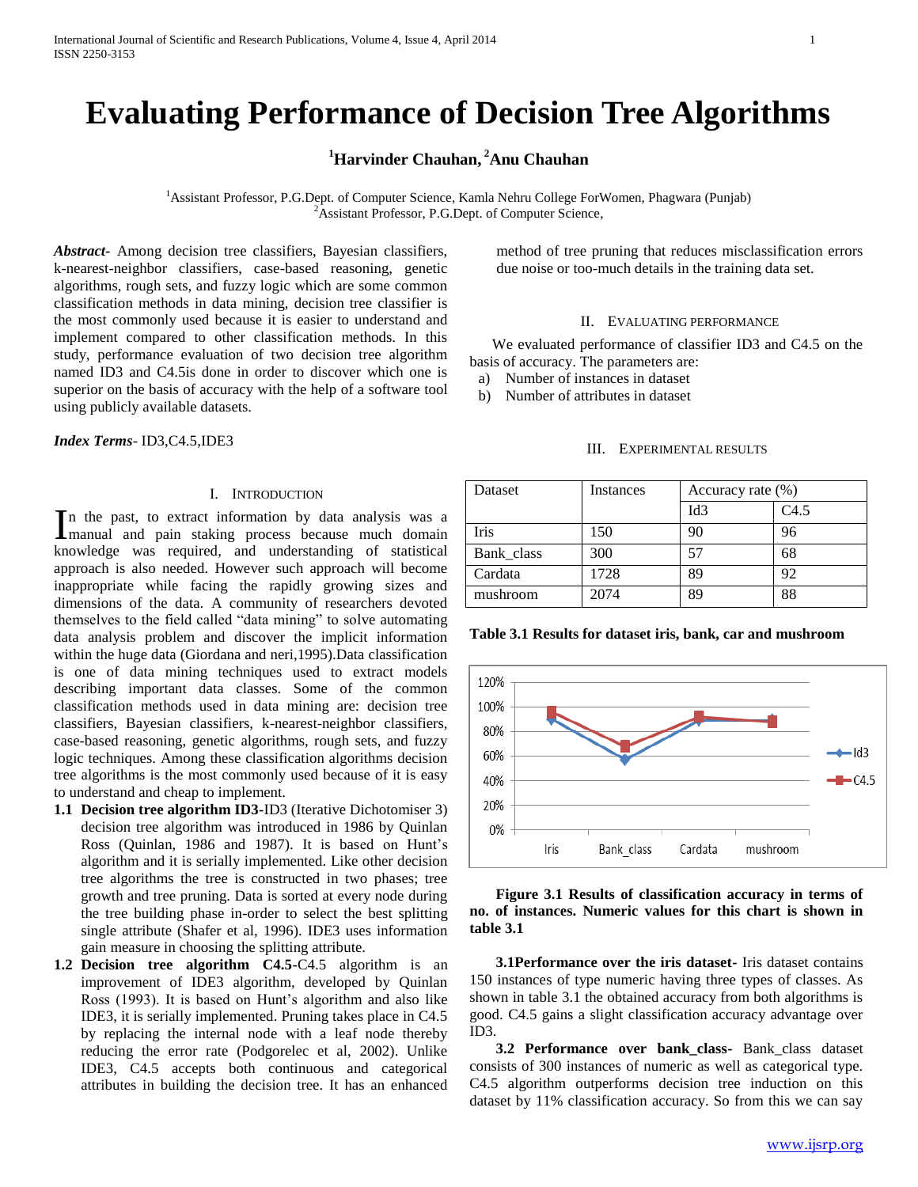# Evaluating Performance of Decision Tree Algorithms

**[1]Harvinder Chauhan, [2]Anu Chauhan**

[1]Assistant Professor, P.G.Dept. of Computer Science, Kamla Nehru College ForWomen, Phagwara (Punjab)
[2]Assistant Professor, P.G.Dept. of Computer Science,

***Abstract-*** Among decision tree classifiers, Bayesian classifiers, k-nearest-neighbor classifiers, case-based reasoning, genetic algorithms, rough sets, and fuzzy logic which are some common classification methods in data mining, decision tree classifier is the most commonly used because it is easier to understand and implement compared to other classification methods. In this study, performance evaluation of two decision tree algorithm named ID3 and C4.5is done in order to discover which one is superior on the basis of accuracy with the help of a software tool using publicly available datasets.

***Index Terms***- ID3,C4.5,IDE3

## I. Introduction

In the past, to extract information by data analysis was a manual and pain staking process because much domain knowledge was required, and understanding of statistical approach is also needed. However such approach will become inappropriate while facing the rapidly growing sizes and dimensions of the data. A community of researchers devoted themselves to the field called "data mining" to solve automating data analysis problem and discover the implicit information within the huge data (Giordana and neri,1995).Data classification is one of data mining techniques used to extract models describing important data classes. Some of the common classification methods used in data mining are: decision tree classifiers, Bayesian classifiers, k-nearest-neighbor classifiers, case-based reasoning, genetic algorithms, rough sets, and fuzzy logic techniques. Among these classification algorithms decision tree algorithms is the most commonly used because of it is easy to understand and cheap to implement.

**1.1 Decision tree algorithm ID3**-ID3 (Iterative Dichotomiser 3) decision tree algorithm was introduced in 1986 by Quinlan Ross (Quinlan, 1986 and 1987). It is based on Hunt's algorithm and it is serially implemented. Like other decision tree algorithms the tree is constructed in two phases; tree growth and tree pruning. Data is sorted at every node during the tree building phase in-order to select the best splitting single attribute (Shafer et al, 1996). IDE3 uses information gain measure in choosing the splitting attribute.

**1.2 Decision tree algorithm C4.5**-C4.5 algorithm is an improvement of IDE3 algorithm, developed by Quinlan Ross (1993). It is based on Hunt's algorithm and also like IDE3, it is serially implemented. Pruning takes place in C4.5 by replacing the internal node with a leaf node thereby reducing the error rate (Podgorelec et al, 2002). Unlike IDE3, C4.5 accepts both continuous and categorical attributes in building the decision tree. It has an enhanced method of tree pruning that reduces misclassification errors due noise or too-much details in the training data set.

## II. Evaluating Performance

We evaluated performance of classifier ID3 and C4.5 on the basis of accuracy. The parameters are:

a) Number of instances in dataset
b) Number of attributes in dataset

## III. Experimental Results

| Dataset | Instances | Accuracy rate (%) | |
|---|---|---|---|
| | | Id3 | C4.5 |
| Iris | 150 | 90 | 96 |
| Bank_class | 300 | 57 | 68 |
| Cardata | 1728 | 89 | 92 |
| mushroom | 2074 | 89 | 88 |

**Table 3.1 Results for dataset iris, bank, car and mushroom**

**Figure 3.1 Results of classification accuracy in terms of no. of instances. Numeric values for this chart is shown in table 3.1**

**3.1Performance over the iris dataset-** Iris dataset contains 150 instances of type numeric having three types of classes. As shown in table 3.1 the obtained accuracy from both algorithms is good. C4.5 gains a slight classification accuracy advantage over ID3.

**3.2 Performance over bank_class-** Bank_class dataset consists of 300 instances of numeric as well as categorical type. C4.5 algorithm outperforms decision tree induction on this dataset by 11% classification accuracy. So from this we can say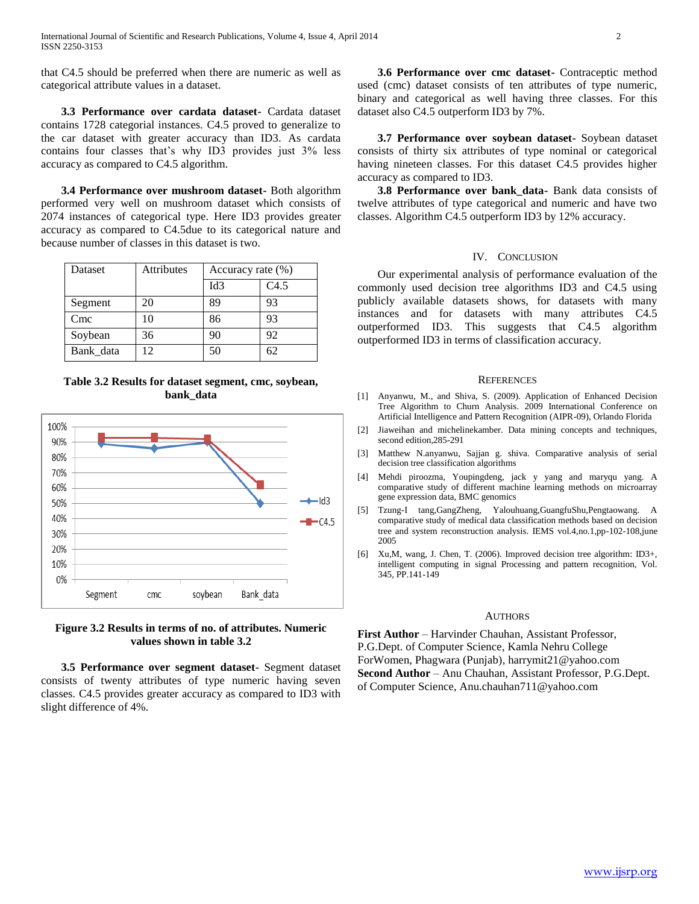that C4.5 should be preferred when there are numeric as well as categorical attribute values in a dataset.

**3.3 Performance over cardata dataset-** Cardata dataset contains 1728 categorial instances. C4.5 proved to generalize to the car dataset with greater accuracy than ID3. As cardata contains four classes that's why ID3 provides just 3% less accuracy as compared to C4.5 algorithm.

**3.4 Performance over mushroom dataset-** Both algorithm performed very well on mushroom dataset which consists of 2074 instances of categorical type. Here ID3 provides greater accuracy as compared to C4.5due to its categorical nature and because number of classes in this dataset is two.

| Dataset | Attributes | Accuracy rate (%) | |
|---|---|---|---|
| | | Id3 | C4.5 |
| Segment | 20 | 89 | 93 |
| Cmc | 10 | 86 | 93 |
| Soybean | 36 | 90 | 92 |
| Bank_data | 12 | 50 | 62 |

**Table 3.2 Results for dataset segment, cmc, soybean, bank_data**

100%
90%
80%
70%
60%
50%
40%
30%
20%
10%
0%
Segment
cmc
soybean
Bank_data
Id3
C4.5

**Figure 3.2 Results in terms of no. of attributes. Numeric values shown in table 3.2**

**3.5 Performance over segment dataset-** Segment dataset consists of twenty attributes of type numeric having seven classes. C4.5 provides greater accuracy as compared to ID3 with slight difference of 4%.

**3.6 Performance over cmc dataset-** Contraceptic method used (cmc) dataset consists of ten attributes of type numeric, binary and categorical as well having three classes. For this dataset also C4.5 outperform ID3 by 7%.

**3.7 Performance over soybean dataset-** Soybean dataset consists of thirty six attributes of type nominal or categorical having nineteen classes. For this dataset C4.5 provides higher accuracy as compared to ID3.

**3.8 Performance over bank_data-** Bank data consists of twelve attributes of type categorical and numeric and have two classes. Algorithm C4.5 outperform ID3 by 12% accuracy.

## IV. Conclusion

Our experimental analysis of performance evaluation of the commonly used decision tree algorithms ID3 and C4.5 using publicly available datasets shows, for datasets with many instances and for datasets with many attributes C4.5 outperformed ID3. This suggests that C4.5 algorithm outperformed ID3 in terms of classification accuracy.

## References

[1] Anyanwu, M., and Shiva, S. (2009). Application of Enhanced Decision Tree Algorithm to Churn Analysis. 2009 International Conference on Artificial Intelligence and Pattern Recognition (AIPR-09), Orlando Florida

[2] Jiaweihan and michelinekamber. Data mining concepts and techniques, second edition,285-291

[3] Matthew N.anyanwu, Sajjan g. shiva. Comparative analysis of serial decision tree classification algorithms

[4] Mehdi piroozma, Youpingdeng, jack y yang and maryqu yang. A comparative study of different machine learning methods on microarray gene expression data, BMC genomics

[5] Tzung-I tang,GangZheng, Yalouhuang,GuangfuShu,Pengtaowang. A comparative study of medical data classification methods based on decision tree and system reconstruction analysis. IEMS vol.4,no.1,pp-102-108,june 2005

[6] Xu,M, wang, J. Chen, T. (2006). Improved decision tree algorithm: ID3+, intelligent computing in signal Processing and pattern recognition, Vol. 345, PP.141-149

## Authors

**First Author** – Harvinder Chauhan, Assistant Professor, P.G.Dept. of Computer Science, Kamla Nehru College ForWomen, Phagwara (Punjab), harrymit21@yahoo.com

**Second Author** – Anu Chauhan, Assistant Professor, P.G.Dept. of Computer Science, Anu.chauhan711@yahoo.com